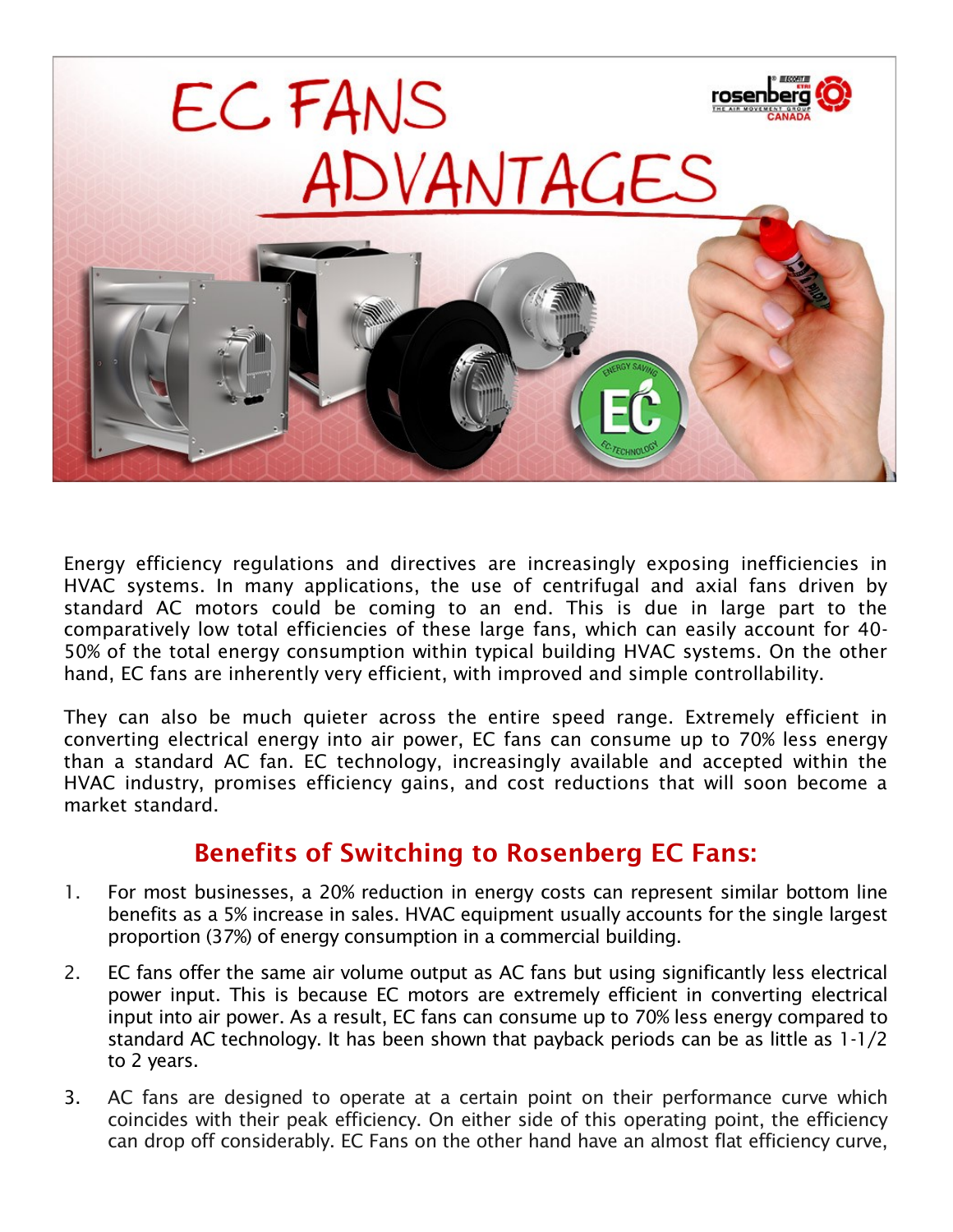# EC FANS ADVANTAGES

Energy efficiency regulations and directives are increasingly exposing inefficiencies in HVAC systems. In many applications, the use of centrifugal and axial fans driven by standard AC motors could be coming to an end. This is due in large part to the comparatively low total efficiencies of these large fans, which can easily account for 40-50% of the total energy consumption within typical building HVAC systems. On the other hand, EC fans are inherently very efficient, with improved and simple controllability.

They can also be much quieter across the entire speed range. Extremely efficient in converting electrical energy into air power, EC fans can consume up to 70% less energy than a standard AC fan. EC technology, increasingly available and accepted within the HVAC industry, promises efficiency gains, and cost reductions that will soon become a market standard.

## Benefits of Switching to Rosenberg EC Fans:

1. For most businesses, a 20% reduction in energy costs can represent similar bottom line benefits as a 5% increase in sales. HVAC equipment usually accounts for the single largest proportion (37%) of energy consumption in a commercial building.
2. EC fans offer the same air volume output as AC fans but using significantly less electrical power input. This is because EC motors are extremely efficient in converting electrical input into air power. As a result, EC fans can consume up to 70% less energy compared to standard AC technology. It has been shown that payback periods can be as little as 1-1/2 to 2 years.
3. AC fans are designed to operate at a certain point on their performance curve which coincides with their peak efficiency. On either side of this operating point, the efficiency can drop off considerably. EC Fans on the other hand have an almost flat efficiency curve,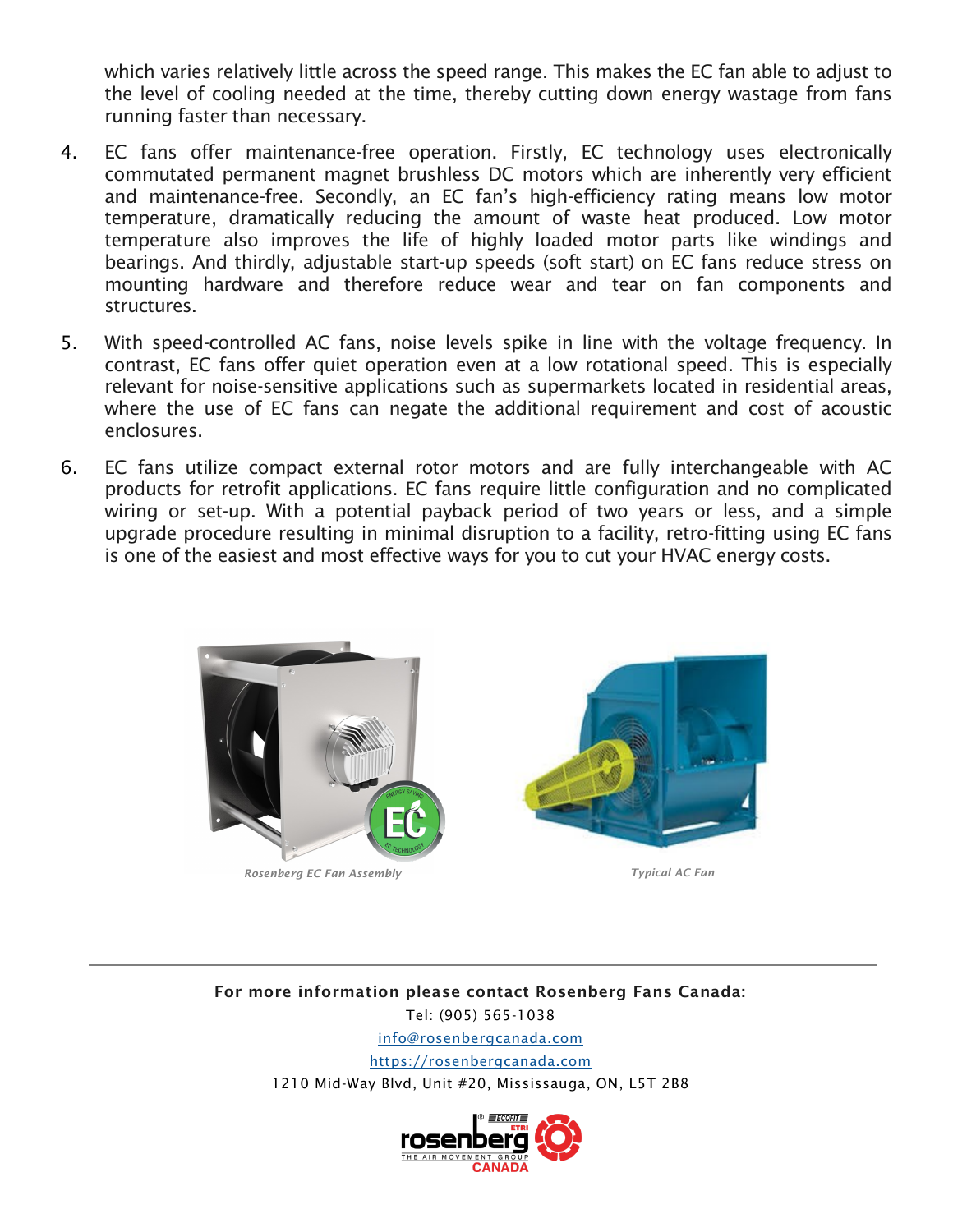which varies relatively little across the speed range. This makes the EC fan able to adjust to the level of cooling needed at the time, thereby cutting down energy wastage from fans running faster than necessary.

4. EC fans offer maintenance-free operation. Firstly, EC technology uses electronically commutated permanent magnet brushless DC motors which are inherently very efficient and maintenance-free. Secondly, an EC fan's high-efficiency rating means low motor temperature, dramatically reducing the amount of waste heat produced. Low motor temperature also improves the life of highly loaded motor parts like windings and bearings. And thirdly, adjustable start-up speeds (soft start) on EC fans reduce stress on mounting hardware and therefore reduce wear and tear on fan components and structures.

5. With speed-controlled AC fans, noise levels spike in line with the voltage frequency. In contrast, EC fans offer quiet operation even at a low rotational speed. This is especially relevant for noise-sensitive applications such as supermarkets located in residential areas, where the use of EC fans can negate the additional requirement and cost of acoustic enclosures.

6. EC fans utilize compact external rotor motors and are fully interchangeable with AC products for retrofit applications. EC fans require little configuration and no complicated wiring or set-up. With a potential payback period of two years or less, and a simple upgrade procedure resulting in minimal disruption to a facility, retro-fitting using EC fans is one of the easiest and most effective ways for you to cut your HVAC energy costs.

*Rosenberg EC Fan Assembly*

*Typical AC Fan*

---

**For more information please contact Rosenberg Fans Canada:**

Tel: (905) 565-1038

info@rosenbergcanada.com

https://rosenbergcanada.com

1210 Mid-Way Blvd, Unit #20, Mississauga, ON, L5T 2B8